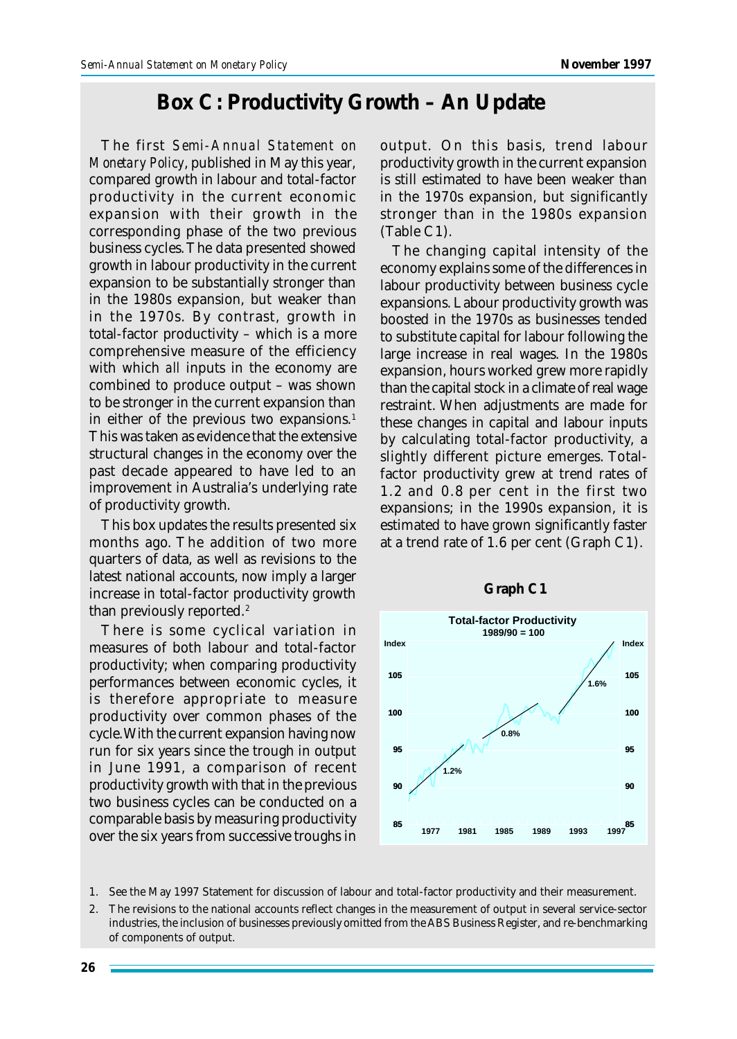# Box C: Productivity Growth – An Update

The first *Semi-Annual Statement on Monetary Policy*, published in May this year, compared growth in labour and total-factor productivity in the current economic expansion with their growth in the corresponding phase of the two previous business cycles. The data presented showed growth in labour productivity in the current expansion to be substantially stronger than in the 1980s expansion, but weaker than in the 1970s. By contrast, growth in total-factor productivity – which is a more comprehensive measure of the efficiency with which *all* inputs in the economy are combined to produce output – was shown to be stronger in the current expansion than in either of the previous two expansions.[1] This was taken as evidence that the extensive structural changes in the economy over the past decade appeared to have led to an improvement in Australia's underlying rate of productivity growth.

This box updates the results presented six months ago. The addition of two more quarters of data, as well as revisions to the latest national accounts, now imply a larger increase in total-factor productivity growth than previously reported.[2]

There is some cyclical variation in measures of both labour and total-factor productivity; when comparing productivity performances between economic cycles, it is therefore appropriate to measure productivity over common phases of the cycle. With the current expansion having now run for six years since the trough in output in June 1991, a comparison of recent productivity growth with that in the previous two business cycles can be conducted on a comparable basis by measuring productivity over the six years from successive troughs in output. On this basis, trend labour productivity growth in the current expansion is still estimated to have been weaker than in the 1970s expansion, but significantly stronger than in the 1980s expansion (Table C1).

The changing capital intensity of the economy explains some of the differences in labour productivity between business cycle expansions. Labour productivity growth was boosted in the 1970s as businesses tended to substitute capital for labour following the large increase in real wages. In the 1980s expansion, hours worked grew more rapidly than the capital stock in a climate of real wage restraint. When adjustments are made for these changes in capital and labour inputs by calculating total-factor productivity, a slightly different picture emerges. Total-factor productivity grew at trend rates of 1.2 and 0.8 per cent in the first two expansions; in the 1990s expansion, it is estimated to have grown significantly faster at a trend rate of 1.6 per cent (Graph C1).

**Graph C1**

1. See the May 1997 Statement for discussion of labour and total-factor productivity and their measurement.
2. The revisions to the national accounts reflect changes in the measurement of output in several service-sector industries, the inclusion of businesses previously omitted from the ABS Business Register, and re-benchmarking of components of output.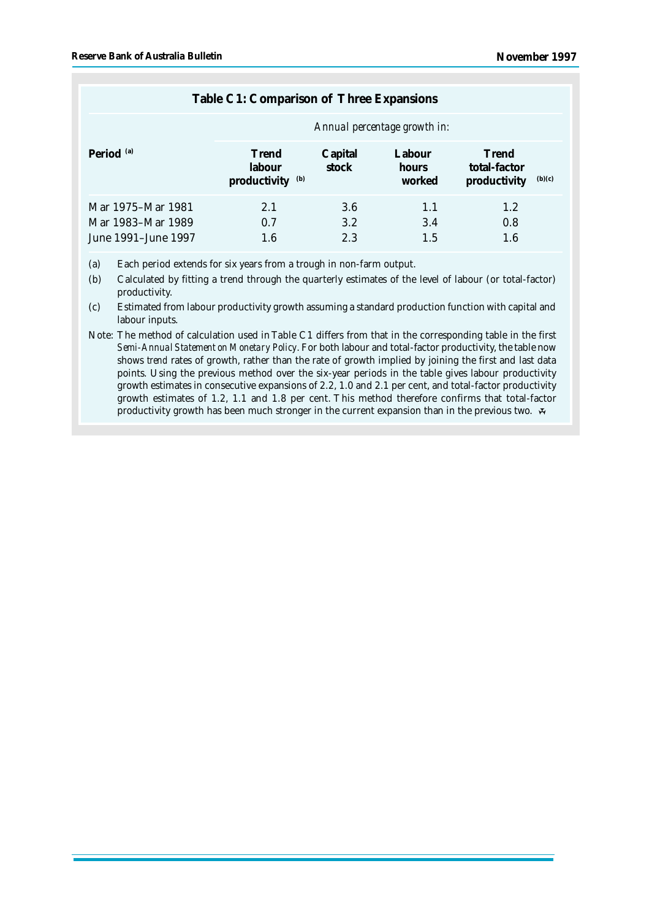**Table C1: Comparison of Three Expansions**

| Period [(a)] | *Annual percentage growth in:* Trend labour productivity [(b)] | Capital stock | Labour hours worked | Trend total-factor productivity [(b)(c)] |
|---|---|---|---|---|
| Mar 1975–Mar 1981 | 2.1 | 3.6 | 1.1 | 1.2 |
| Mar 1983–Mar 1989 | 0.7 | 3.2 | 3.4 | 0.8 |
| June 1991–June 1997 | 1.6 | 2.3 | 1.5 | 1.6 |

(a) Each period extends for six years from a trough in non-farm output.

(b) Calculated by fitting a trend through the quarterly estimates of the level of labour (or total-factor) productivity.

(c) Estimated from labour productivity growth assuming a standard production function with capital and labour inputs.

Note: The method of calculation used in Table C1 differs from that in the corresponding table in the first *Semi-Annual Statement on Monetary Policy*. For both labour and total-factor productivity, the table now shows *trend* rates of growth, rather than the rate of growth implied by joining the first and last data points. Using the previous method over the six-year periods in the table gives labour productivity growth estimates in consecutive expansions of 2.2, 1.0 and 2.1 per cent, and total-factor productivity growth estimates of 1.2, 1.1 and 1.8 per cent. This method therefore confirms that total-factor productivity growth has been much stronger in the current expansion than in the previous two.